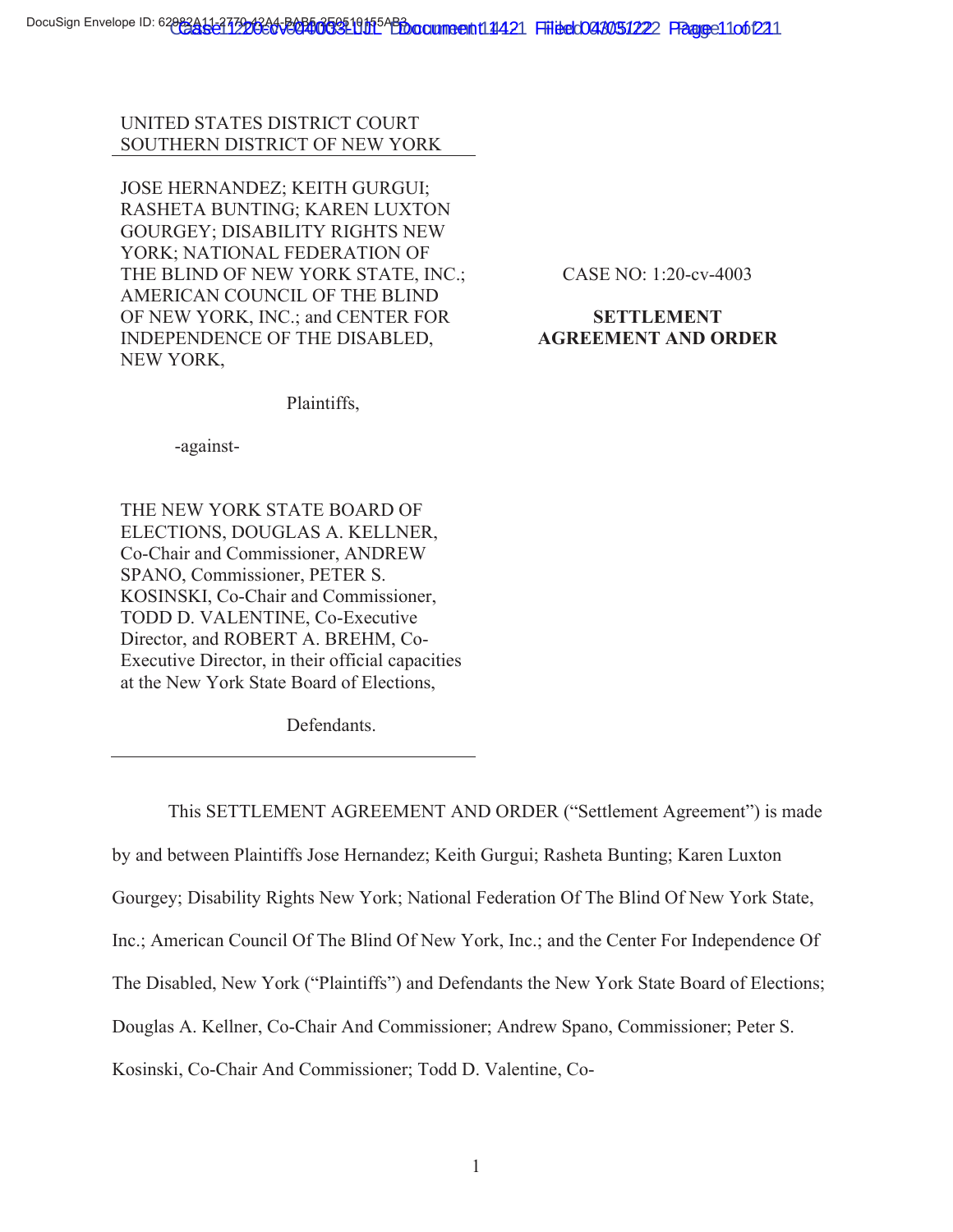UNITED STATES DISTRICT COURT
SOUTHERN DISTRICT OF NEW YORK

JOSE HERNANDEZ; KEITH GURGUI; RASHETA BUNTING; KAREN LUXTON GOURGEY; DISABILITY RIGHTS NEW YORK; NATIONAL FEDERATION OF THE BLIND OF NEW YORK STATE, INC.; AMERICAN COUNCIL OF THE BLIND OF NEW YORK, INC.; and CENTER FOR INDEPENDENCE OF THE DISABLED, NEW YORK,

Plaintiffs,

-against-

THE NEW YORK STATE BOARD OF ELECTIONS, DOUGLAS A. KELLNER, Co-Chair and Commissioner, ANDREW SPANO, Commissioner, PETER S. KOSINSKI, Co-Chair and Commissioner, TODD D. VALENTINE, Co-Executive Director, and ROBERT A. BREHM, Co-Executive Director, in their official capacities at the New York State Board of Elections,

Defendants.

CASE NO: 1:20-cv-4003

**SETTLEMENT AGREEMENT AND ORDER**

This SETTLEMENT AGREEMENT AND ORDER ("Settlement Agreement") is made by and between Plaintiffs Jose Hernandez; Keith Gurgui; Rasheta Bunting; Karen Luxton Gourgey; Disability Rights New York; National Federation Of The Blind Of New York State, Inc.; American Council Of The Blind Of New York, Inc.; and the Center For Independence Of The Disabled, New York ("Plaintiffs") and Defendants the New York State Board of Elections; Douglas A. Kellner, Co-Chair And Commissioner; Andrew Spano, Commissioner; Peter S. Kosinski, Co-Chair And Commissioner; Todd D. Valentine, Co-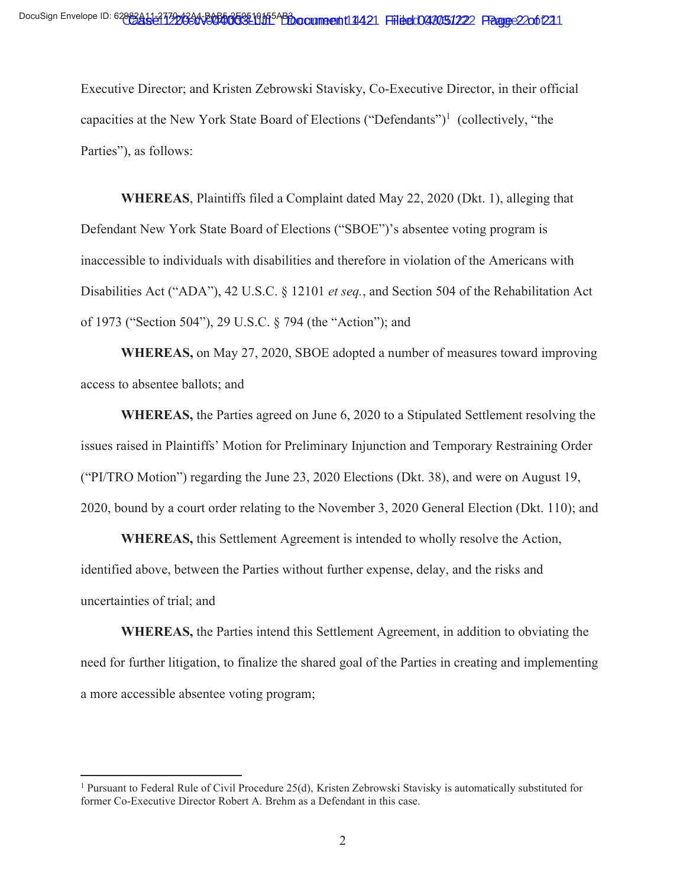Executive Director; and Kristen Zebrowski Stavisky, Co-Executive Director, in their official capacities at the New York State Board of Elections ("Defendants")[1] (collectively, "the Parties"), as follows:

**WHEREAS**, Plaintiffs filed a Complaint dated May 22, 2020 (Dkt. 1), alleging that Defendant New York State Board of Elections ("SBOE")'s absentee voting program is inaccessible to individuals with disabilities and therefore in violation of the Americans with Disabilities Act ("ADA"), 42 U.S.C. § 12101 *et seq.*, and Section 504 of the Rehabilitation Act of 1973 ("Section 504"), 29 U.S.C. § 794 (the "Action"); and

**WHEREAS,** on May 27, 2020, SBOE adopted a number of measures toward improving access to absentee ballots; and

**WHEREAS,** the Parties agreed on June 6, 2020 to a Stipulated Settlement resolving the issues raised in Plaintiffs' Motion for Preliminary Injunction and Temporary Restraining Order ("PI/TRO Motion") regarding the June 23, 2020 Elections (Dkt. 38), and were on August 19, 2020, bound by a court order relating to the November 3, 2020 General Election (Dkt. 110); and

**WHEREAS,** this Settlement Agreement is intended to wholly resolve the Action, identified above, between the Parties without further expense, delay, and the risks and uncertainties of trial; and

**WHEREAS,** the Parties intend this Settlement Agreement, in addition to obviating the need for further litigation, to finalize the shared goal of the Parties in creating and implementing a more accessible absentee voting program;

---

[1] Pursuant to Federal Rule of Civil Procedure 25(d), Kristen Zebrowski Stavisky is automatically substituted for former Co-Executive Director Robert A. Brehm as a Defendant in this case.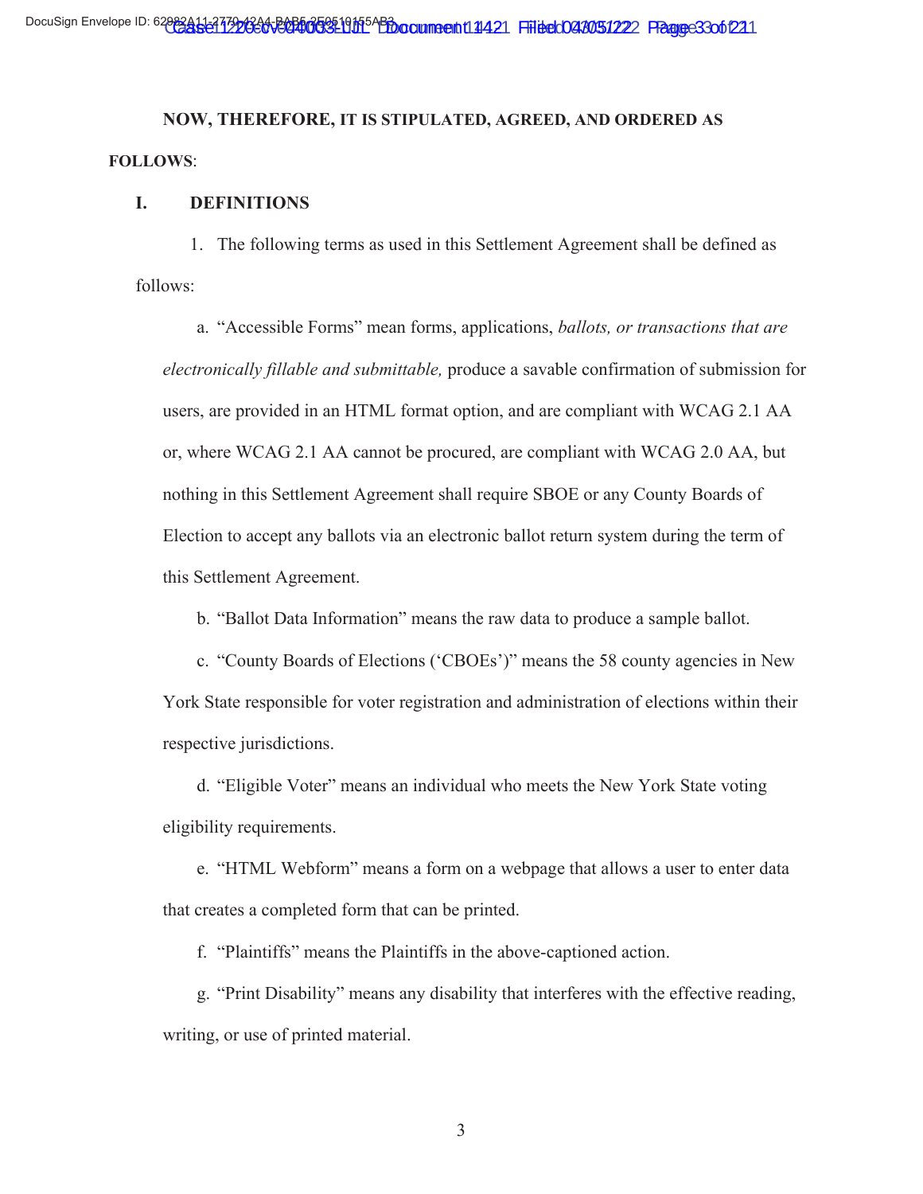**NOW, THEREFORE, IT IS STIPULATED, AGREED, AND ORDERED AS FOLLOWS**:

## I. DEFINITIONS

1. The following terms as used in this Settlement Agreement shall be defined as follows:

   a. "Accessible Forms" mean forms, applications, *ballots, or transactions that are electronically fillable and submittable,* produce a savable confirmation of submission for users, are provided in an HTML format option, and are compliant with WCAG 2.1 AA or, where WCAG 2.1 AA cannot be procured, are compliant with WCAG 2.0 AA, but nothing in this Settlement Agreement shall require SBOE or any County Boards of Election to accept any ballots via an electronic ballot return system during the term of this Settlement Agreement.

   b. "Ballot Data Information" means the raw data to produce a sample ballot.

   c. "County Boards of Elections ('CBOEs')" means the 58 county agencies in New York State responsible for voter registration and administration of elections within their respective jurisdictions.

   d. "Eligible Voter" means an individual who meets the New York State voting eligibility requirements.

   e. "HTML Webform" means a form on a webpage that allows a user to enter data that creates a completed form that can be printed.

   f. "Plaintiffs" means the Plaintiffs in the above-captioned action.

   g. "Print Disability" means any disability that interferes with the effective reading, writing, or use of printed material.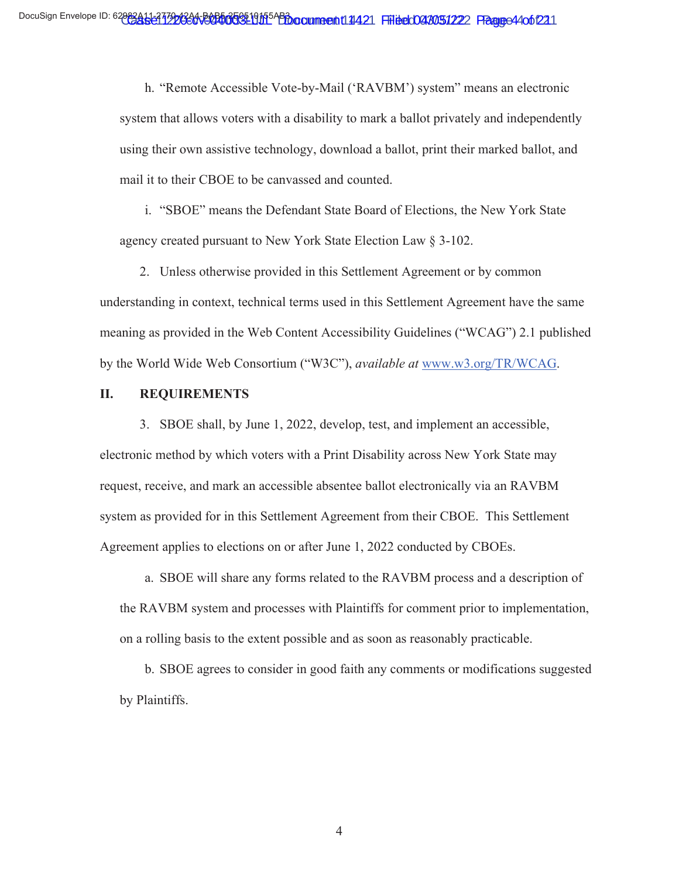h. "Remote Accessible Vote-by-Mail ('RAVBM') system" means an electronic system that allows voters with a disability to mark a ballot privately and independently using their own assistive technology, download a ballot, print their marked ballot, and mail it to their CBOE to be canvassed and counted.

i. "SBOE" means the Defendant State Board of Elections, the New York State agency created pursuant to New York State Election Law § 3-102.

2. Unless otherwise provided in this Settlement Agreement or by common understanding in context, technical terms used in this Settlement Agreement have the same meaning as provided in the Web Content Accessibility Guidelines ("WCAG") 2.1 published by the World Wide Web Consortium ("W3C"), *available at* www.w3.org/TR/WCAG.

## II. REQUIREMENTS

3. SBOE shall, by June 1, 2022, develop, test, and implement an accessible, electronic method by which voters with a Print Disability across New York State may request, receive, and mark an accessible absentee ballot electronically via an RAVBM system as provided for in this Settlement Agreement from their CBOE. This Settlement Agreement applies to elections on or after June 1, 2022 conducted by CBOEs.

a. SBOE will share any forms related to the RAVBM process and a description of the RAVBM system and processes with Plaintiffs for comment prior to implementation, on a rolling basis to the extent possible and as soon as reasonably practicable.

b. SBOE agrees to consider in good faith any comments or modifications suggested by Plaintiffs.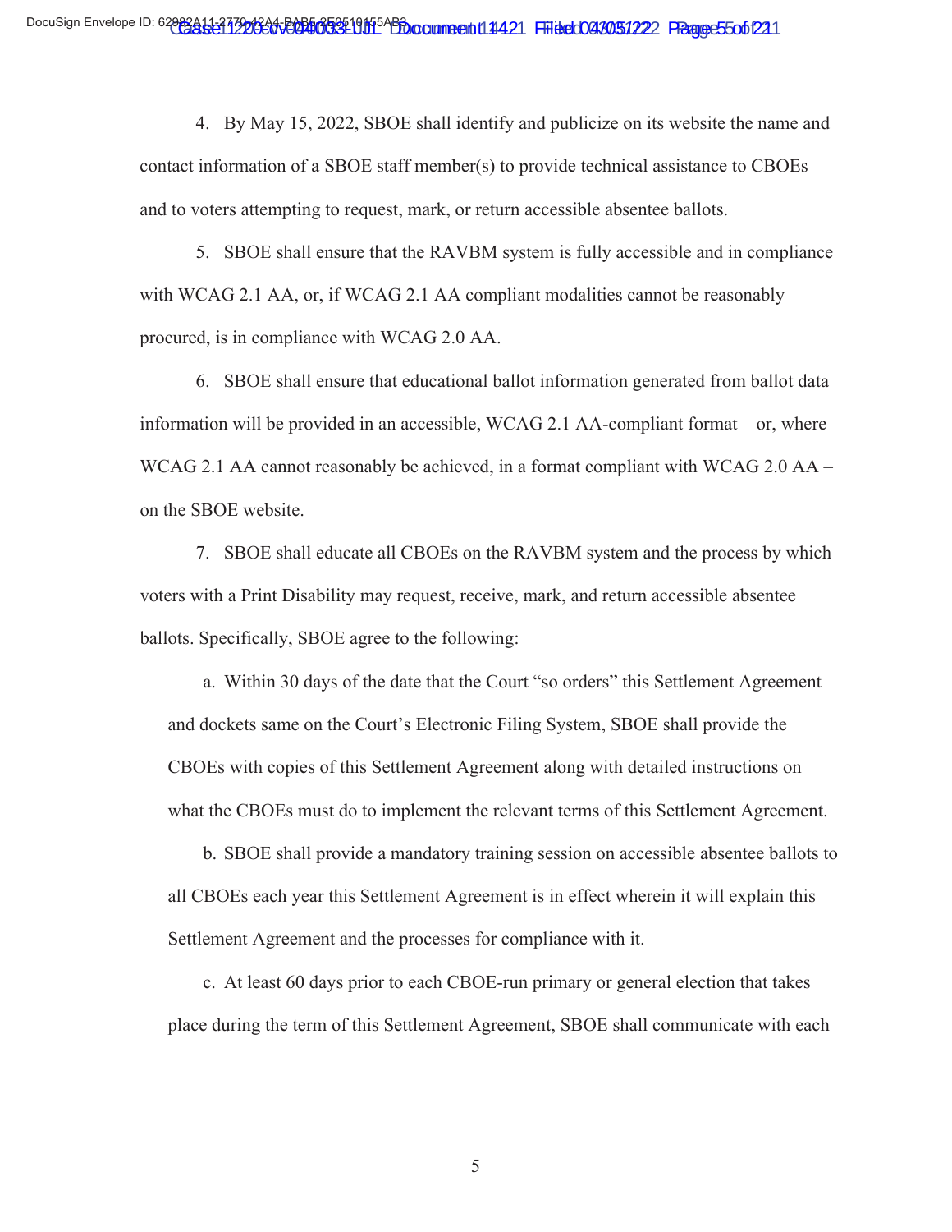4. By May 15, 2022, SBOE shall identify and publicize on its website the name and contact information of a SBOE staff member(s) to provide technical assistance to CBOEs and to voters attempting to request, mark, or return accessible absentee ballots.

5. SBOE shall ensure that the RAVBM system is fully accessible and in compliance with WCAG 2.1 AA, or, if WCAG 2.1 AA compliant modalities cannot be reasonably procured, is in compliance with WCAG 2.0 AA.

6. SBOE shall ensure that educational ballot information generated from ballot data information will be provided in an accessible, WCAG 2.1 AA-compliant format – or, where WCAG 2.1 AA cannot reasonably be achieved, in a format compliant with WCAG 2.0 AA – on the SBOE website.

7. SBOE shall educate all CBOEs on the RAVBM system and the process by which voters with a Print Disability may request, receive, mark, and return accessible absentee ballots. Specifically, SBOE agree to the following:

   a. Within 30 days of the date that the Court "so orders" this Settlement Agreement and dockets same on the Court's Electronic Filing System, SBOE shall provide the CBOEs with copies of this Settlement Agreement along with detailed instructions on what the CBOEs must do to implement the relevant terms of this Settlement Agreement.

   b. SBOE shall provide a mandatory training session on accessible absentee ballots to all CBOEs each year this Settlement Agreement is in effect wherein it will explain this Settlement Agreement and the processes for compliance with it.

   c. At least 60 days prior to each CBOE-run primary or general election that takes place during the term of this Settlement Agreement, SBOE shall communicate with each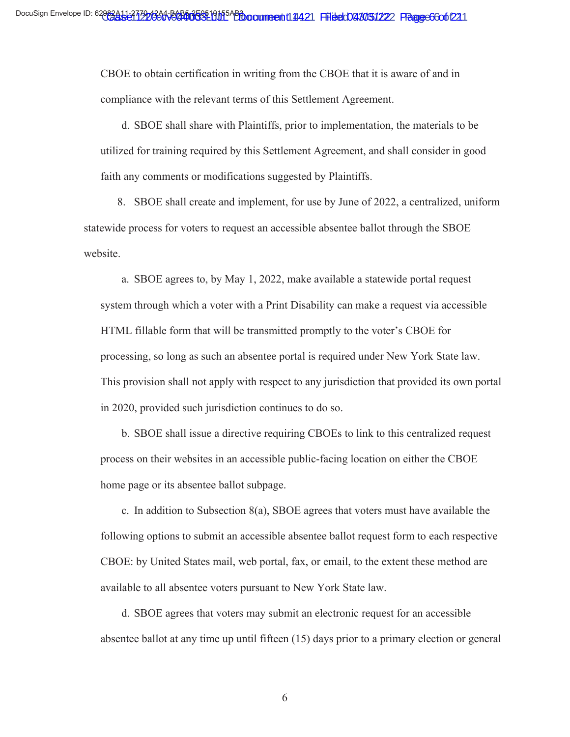CBOE to obtain certification in writing from the CBOE that it is aware of and in compliance with the relevant terms of this Settlement Agreement.

d. SBOE shall share with Plaintiffs, prior to implementation, the materials to be utilized for training required by this Settlement Agreement, and shall consider in good faith any comments or modifications suggested by Plaintiffs.

8. SBOE shall create and implement, for use by June of 2022, a centralized, uniform statewide process for voters to request an accessible absentee ballot through the SBOE website.

a. SBOE agrees to, by May 1, 2022, make available a statewide portal request system through which a voter with a Print Disability can make a request via accessible HTML fillable form that will be transmitted promptly to the voter's CBOE for processing, so long as such an absentee portal is required under New York State law. This provision shall not apply with respect to any jurisdiction that provided its own portal in 2020, provided such jurisdiction continues to do so.

b. SBOE shall issue a directive requiring CBOEs to link to this centralized request process on their websites in an accessible public-facing location on either the CBOE home page or its absentee ballot subpage.

c. In addition to Subsection 8(a), SBOE agrees that voters must have available the following options to submit an accessible absentee ballot request form to each respective CBOE: by United States mail, web portal, fax, or email, to the extent these method are available to all absentee voters pursuant to New York State law.

d. SBOE agrees that voters may submit an electronic request for an accessible absentee ballot at any time up until fifteen (15) days prior to a primary election or general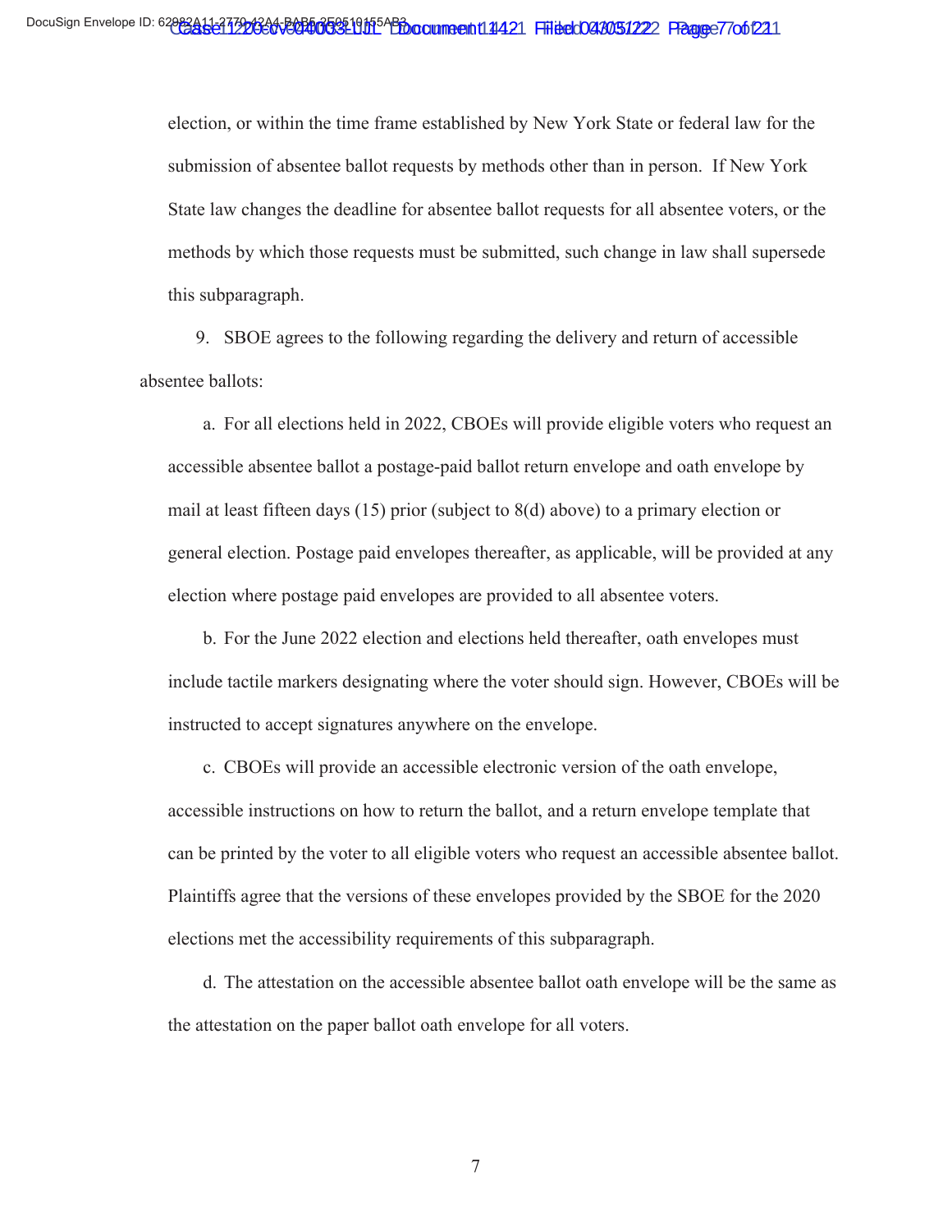election, or within the time frame established by New York State or federal law for the submission of absentee ballot requests by methods other than in person. If New York State law changes the deadline for absentee ballot requests for all absentee voters, or the methods by which those requests must be submitted, such change in law shall supersede this subparagraph.

9. SBOE agrees to the following regarding the delivery and return of accessible absentee ballots:

a. For all elections held in 2022, CBOEs will provide eligible voters who request an accessible absentee ballot a postage-paid ballot return envelope and oath envelope by mail at least fifteen days (15) prior (subject to 8(d) above) to a primary election or general election. Postage paid envelopes thereafter, as applicable, will be provided at any election where postage paid envelopes are provided to all absentee voters.

b. For the June 2022 election and elections held thereafter, oath envelopes must include tactile markers designating where the voter should sign. However, CBOEs will be instructed to accept signatures anywhere on the envelope.

c. CBOEs will provide an accessible electronic version of the oath envelope, accessible instructions on how to return the ballot, and a return envelope template that can be printed by the voter to all eligible voters who request an accessible absentee ballot. Plaintiffs agree that the versions of these envelopes provided by the SBOE for the 2020 elections met the accessibility requirements of this subparagraph.

d. The attestation on the accessible absentee ballot oath envelope will be the same as the attestation on the paper ballot oath envelope for all voters.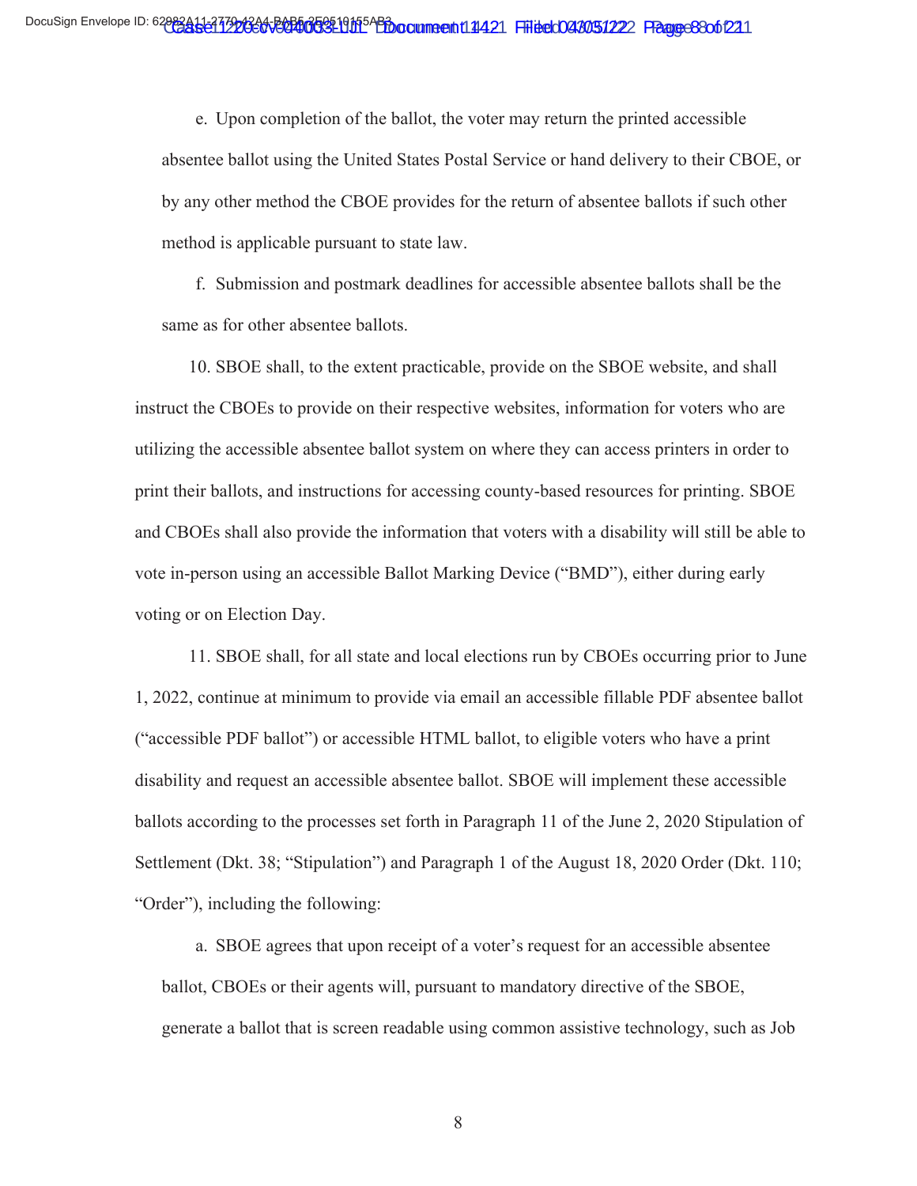e. Upon completion of the ballot, the voter may return the printed accessible absentee ballot using the United States Postal Service or hand delivery to their CBOE, or by any other method the CBOE provides for the return of absentee ballots if such other method is applicable pursuant to state law.

f. Submission and postmark deadlines for accessible absentee ballots shall be the same as for other absentee ballots.

10. SBOE shall, to the extent practicable, provide on the SBOE website, and shall instruct the CBOEs to provide on their respective websites, information for voters who are utilizing the accessible absentee ballot system on where they can access printers in order to print their ballots, and instructions for accessing county-based resources for printing. SBOE and CBOEs shall also provide the information that voters with a disability will still be able to vote in-person using an accessible Ballot Marking Device ("BMD"), either during early voting or on Election Day.

11. SBOE shall, for all state and local elections run by CBOEs occurring prior to June 1, 2022, continue at minimum to provide via email an accessible fillable PDF absentee ballot ("accessible PDF ballot") or accessible HTML ballot, to eligible voters who have a print disability and request an accessible absentee ballot. SBOE will implement these accessible ballots according to the processes set forth in Paragraph 11 of the June 2, 2020 Stipulation of Settlement (Dkt. 38; "Stipulation") and Paragraph 1 of the August 18, 2020 Order (Dkt. 110; "Order"), including the following:

a. SBOE agrees that upon receipt of a voter's request for an accessible absentee ballot, CBOEs or their agents will, pursuant to mandatory directive of the SBOE, generate a ballot that is screen readable using common assistive technology, such as Job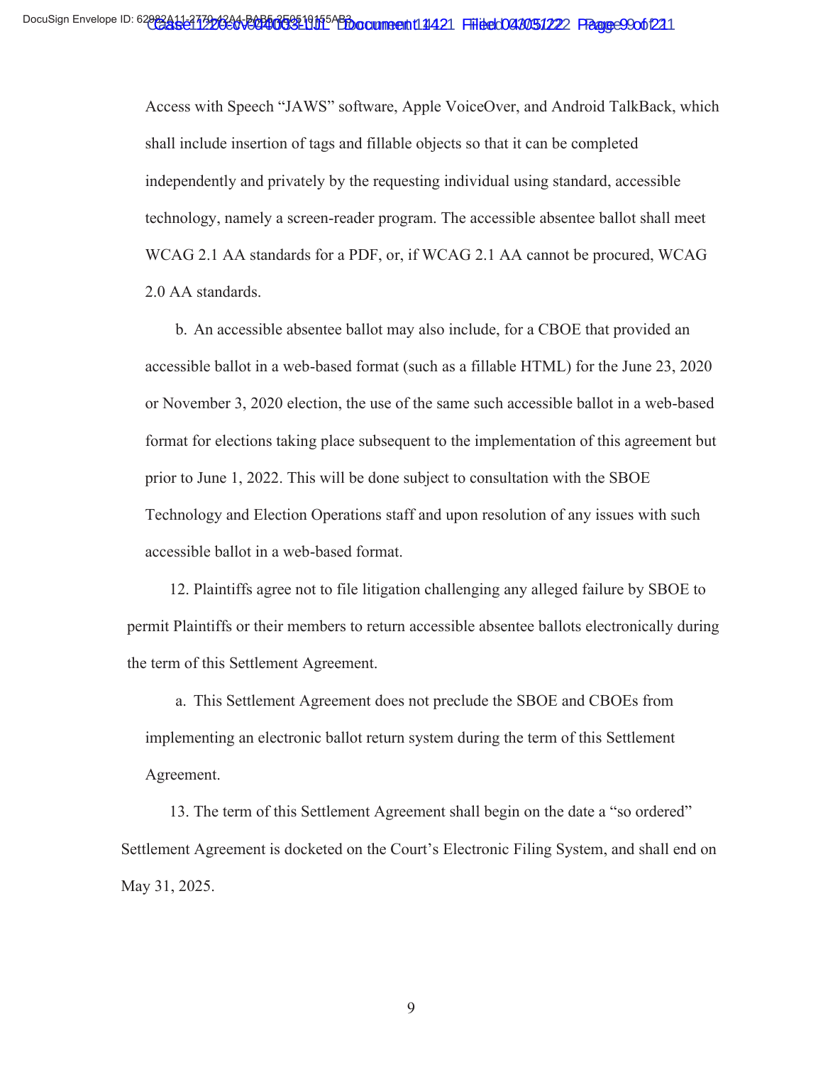Access with Speech "JAWS" software, Apple VoiceOver, and Android TalkBack, which shall include insertion of tags and fillable objects so that it can be completed independently and privately by the requesting individual using standard, accessible technology, namely a screen-reader program. The accessible absentee ballot shall meet WCAG 2.1 AA standards for a PDF, or, if WCAG 2.1 AA cannot be procured, WCAG 2.0 AA standards.

b. An accessible absentee ballot may also include, for a CBOE that provided an accessible ballot in a web-based format (such as a fillable HTML) for the June 23, 2020 or November 3, 2020 election, the use of the same such accessible ballot in a web-based format for elections taking place subsequent to the implementation of this agreement but prior to June 1, 2022. This will be done subject to consultation with the SBOE Technology and Election Operations staff and upon resolution of any issues with such accessible ballot in a web-based format.

12. Plaintiffs agree not to file litigation challenging any alleged failure by SBOE to permit Plaintiffs or their members to return accessible absentee ballots electronically during the term of this Settlement Agreement.

a. This Settlement Agreement does not preclude the SBOE and CBOEs from implementing an electronic ballot return system during the term of this Settlement Agreement.

13. The term of this Settlement Agreement shall begin on the date a "so ordered" Settlement Agreement is docketed on the Court's Electronic Filing System, and shall end on May 31, 2025.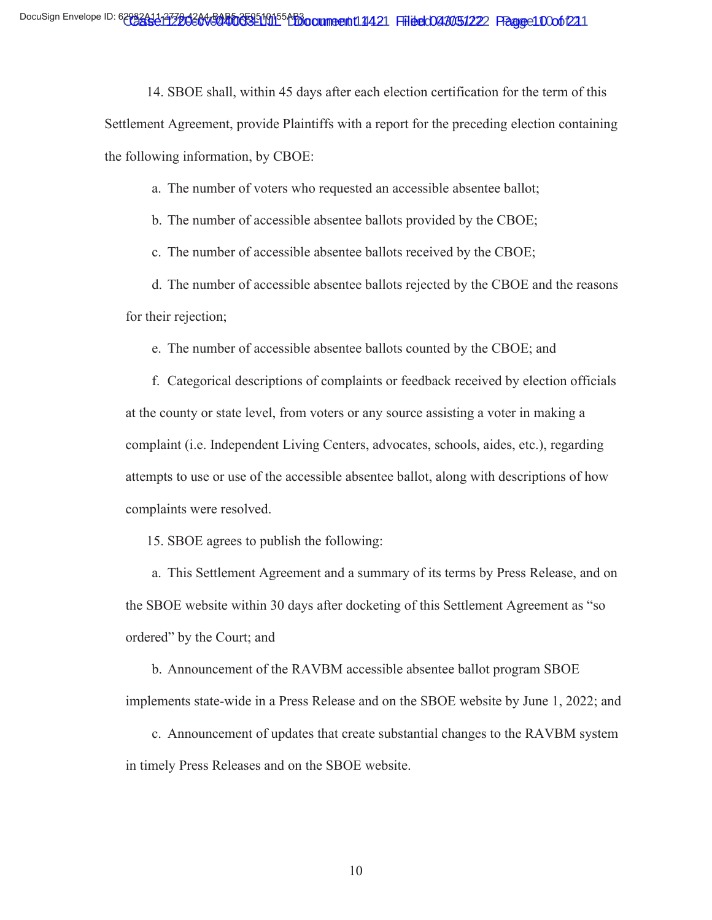14. SBOE shall, within 45 days after each election certification for the term of this Settlement Agreement, provide Plaintiffs with a report for the preceding election containing the following information, by CBOE:

a. The number of voters who requested an accessible absentee ballot;

b. The number of accessible absentee ballots provided by the CBOE;

c. The number of accessible absentee ballots received by the CBOE;

d. The number of accessible absentee ballots rejected by the CBOE and the reasons for their rejection;

e. The number of accessible absentee ballots counted by the CBOE; and

f. Categorical descriptions of complaints or feedback received by election officials at the county or state level, from voters or any source assisting a voter in making a complaint (i.e. Independent Living Centers, advocates, schools, aides, etc.), regarding attempts to use or use of the accessible absentee ballot, along with descriptions of how complaints were resolved.

15. SBOE agrees to publish the following:

a. This Settlement Agreement and a summary of its terms by Press Release, and on the SBOE website within 30 days after docketing of this Settlement Agreement as "so ordered" by the Court; and

b. Announcement of the RAVBM accessible absentee ballot program SBOE implements state-wide in a Press Release and on the SBOE website by June 1, 2022; and

c. Announcement of updates that create substantial changes to the RAVBM system in timely Press Releases and on the SBOE website.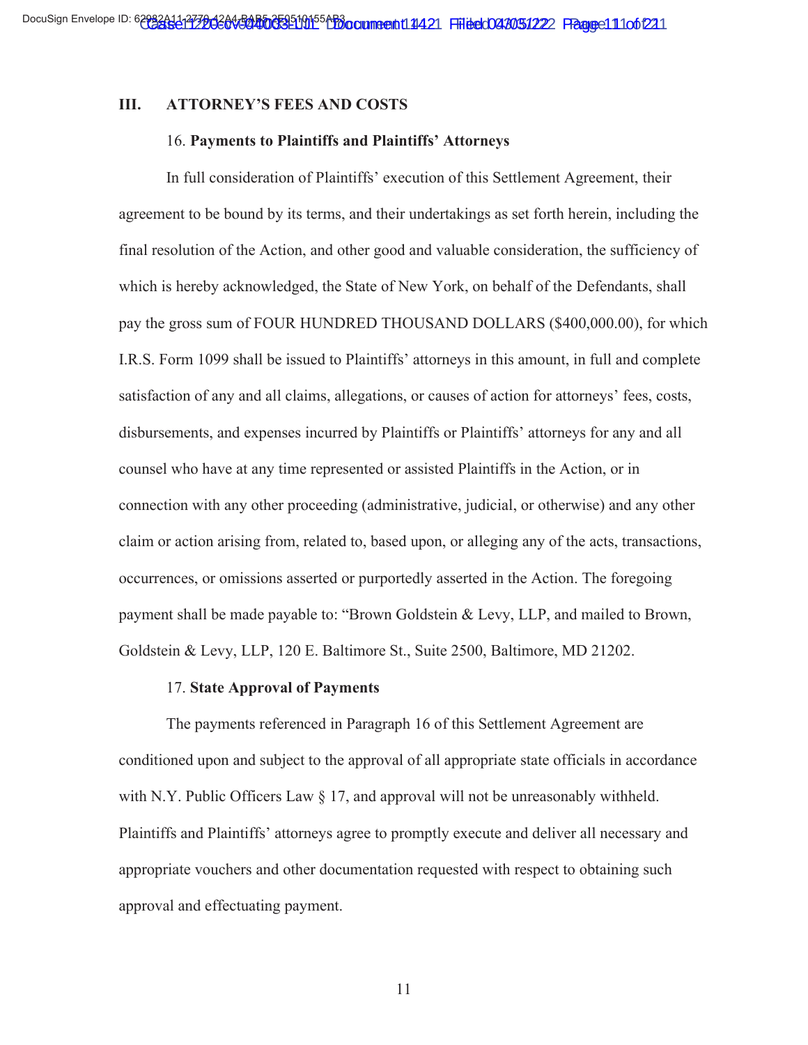## III. ATTORNEY'S FEES AND COSTS

16. **Payments to Plaintiffs and Plaintiffs' Attorneys**

In full consideration of Plaintiffs' execution of this Settlement Agreement, their agreement to be bound by its terms, and their undertakings as set forth herein, including the final resolution of the Action, and other good and valuable consideration, the sufficiency of which is hereby acknowledged, the State of New York, on behalf of the Defendants, shall pay the gross sum of FOUR HUNDRED THOUSAND DOLLARS ($400,000.00), for which I.R.S. Form 1099 shall be issued to Plaintiffs' attorneys in this amount, in full and complete satisfaction of any and all claims, allegations, or causes of action for attorneys' fees, costs, disbursements, and expenses incurred by Plaintiffs or Plaintiffs' attorneys for any and all counsel who have at any time represented or assisted Plaintiffs in the Action, or in connection with any other proceeding (administrative, judicial, or otherwise) and any other claim or action arising from, related to, based upon, or alleging any of the acts, transactions, occurrences, or omissions asserted or purportedly asserted in the Action. The foregoing payment shall be made payable to: "Brown Goldstein & Levy, LLP, and mailed to Brown, Goldstein & Levy, LLP, 120 E. Baltimore St., Suite 2500, Baltimore, MD 21202.

17. **State Approval of Payments**

The payments referenced in Paragraph 16 of this Settlement Agreement are conditioned upon and subject to the approval of all appropriate state officials in accordance with N.Y. Public Officers Law § 17, and approval will not be unreasonably withheld. Plaintiffs and Plaintiffs' attorneys agree to promptly execute and deliver all necessary and appropriate vouchers and other documentation requested with respect to obtaining such approval and effectuating payment.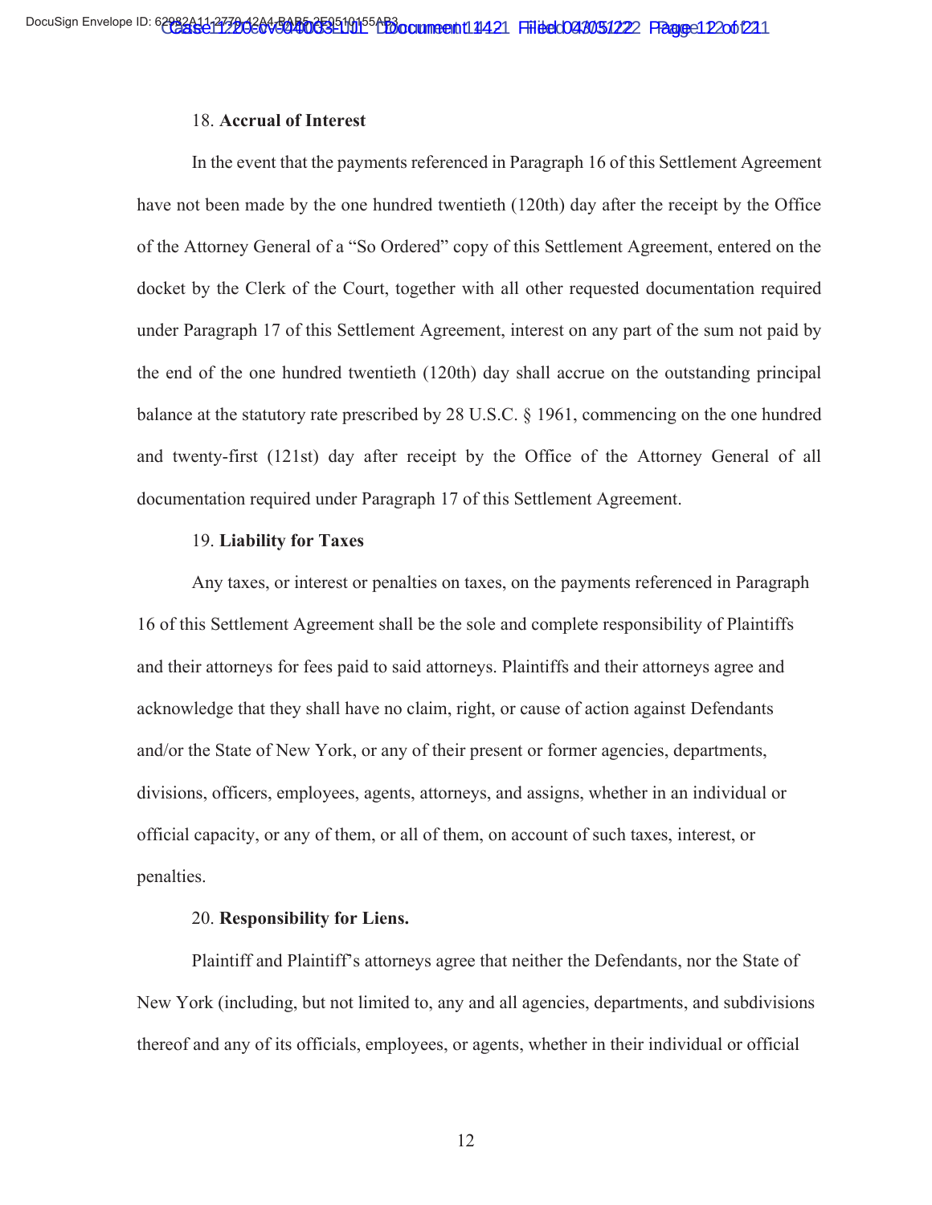18. **Accrual of Interest**

In the event that the payments referenced in Paragraph 16 of this Settlement Agreement have not been made by the one hundred twentieth (120th) day after the receipt by the Office of the Attorney General of a "So Ordered" copy of this Settlement Agreement, entered on the docket by the Clerk of the Court, together with all other requested documentation required under Paragraph 17 of this Settlement Agreement, interest on any part of the sum not paid by the end of the one hundred twentieth (120th) day shall accrue on the outstanding principal balance at the statutory rate prescribed by 28 U.S.C. § 1961, commencing on the one hundred and twenty-first (121st) day after receipt by the Office of the Attorney General of all documentation required under Paragraph 17 of this Settlement Agreement.

19. **Liability for Taxes**

Any taxes, or interest or penalties on taxes, on the payments referenced in Paragraph 16 of this Settlement Agreement shall be the sole and complete responsibility of Plaintiffs and their attorneys for fees paid to said attorneys. Plaintiffs and their attorneys agree and acknowledge that they shall have no claim, right, or cause of action against Defendants and/or the State of New York, or any of their present or former agencies, departments, divisions, officers, employees, agents, attorneys, and assigns, whether in an individual or official capacity, or any of them, or all of them, on account of such taxes, interest, or penalties.

20. **Responsibility for Liens.**

Plaintiff and Plaintiff's attorneys agree that neither the Defendants, nor the State of New York (including, but not limited to, any and all agencies, departments, and subdivisions thereof and any of its officials, employees, or agents, whether in their individual or official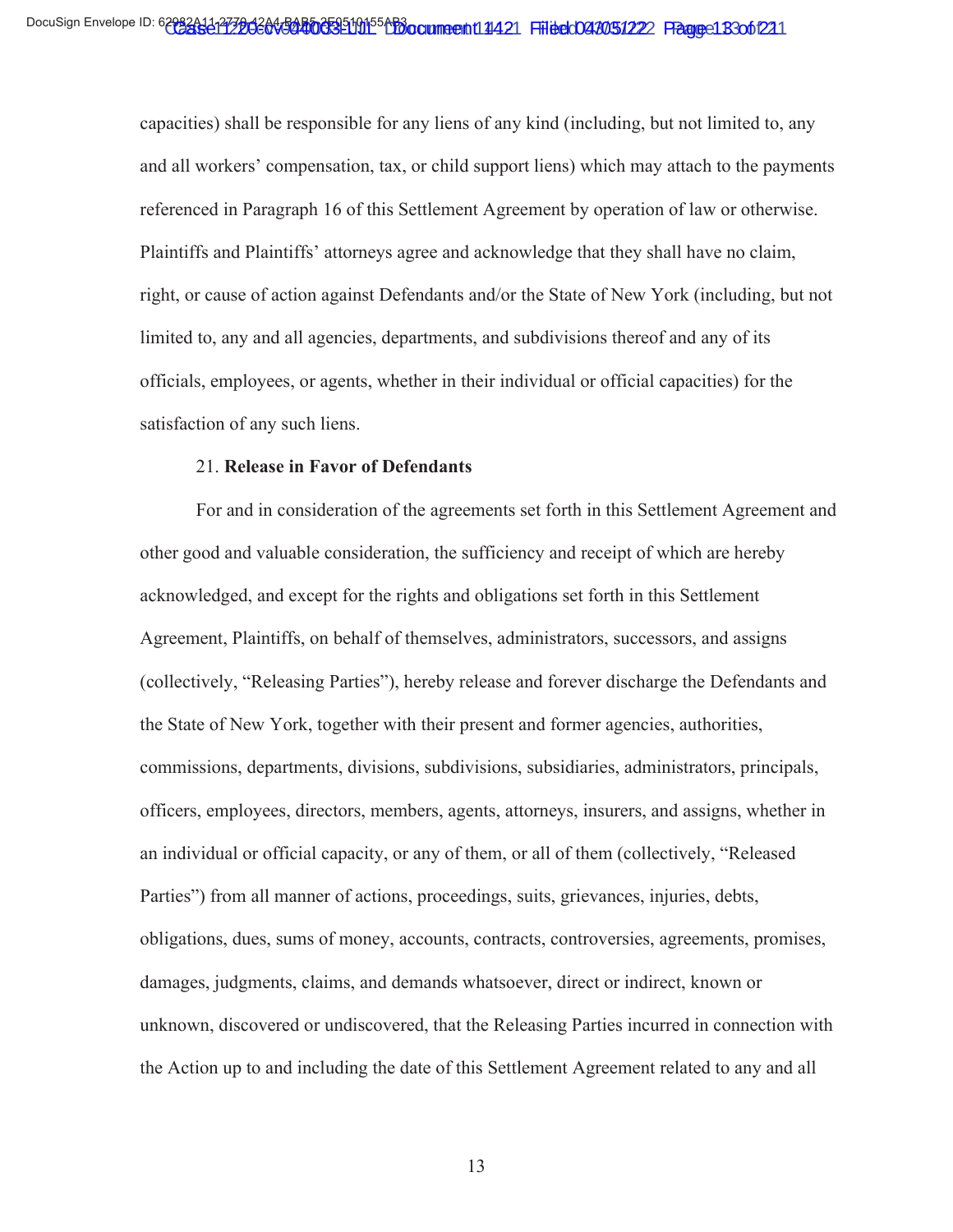capacities) shall be responsible for any liens of any kind (including, but not limited to, any and all workers' compensation, tax, or child support liens) which may attach to the payments referenced in Paragraph 16 of this Settlement Agreement by operation of law or otherwise. Plaintiffs and Plaintiffs' attorneys agree and acknowledge that they shall have no claim, right, or cause of action against Defendants and/or the State of New York (including, but not limited to, any and all agencies, departments, and subdivisions thereof and any of its officials, employees, or agents, whether in their individual or official capacities) for the satisfaction of any such liens.

21. **Release in Favor of Defendants**

For and in consideration of the agreements set forth in this Settlement Agreement and other good and valuable consideration, the sufficiency and receipt of which are hereby acknowledged, and except for the rights and obligations set forth in this Settlement Agreement, Plaintiffs, on behalf of themselves, administrators, successors, and assigns (collectively, "Releasing Parties"), hereby release and forever discharge the Defendants and the State of New York, together with their present and former agencies, authorities, commissions, departments, divisions, subdivisions, subsidiaries, administrators, principals, officers, employees, directors, members, agents, attorneys, insurers, and assigns, whether in an individual or official capacity, or any of them, or all of them (collectively, "Released Parties") from all manner of actions, proceedings, suits, grievances, injuries, debts, obligations, dues, sums of money, accounts, contracts, controversies, agreements, promises, damages, judgments, claims, and demands whatsoever, direct or indirect, known or unknown, discovered or undiscovered, that the Releasing Parties incurred in connection with the Action up to and including the date of this Settlement Agreement related to any and all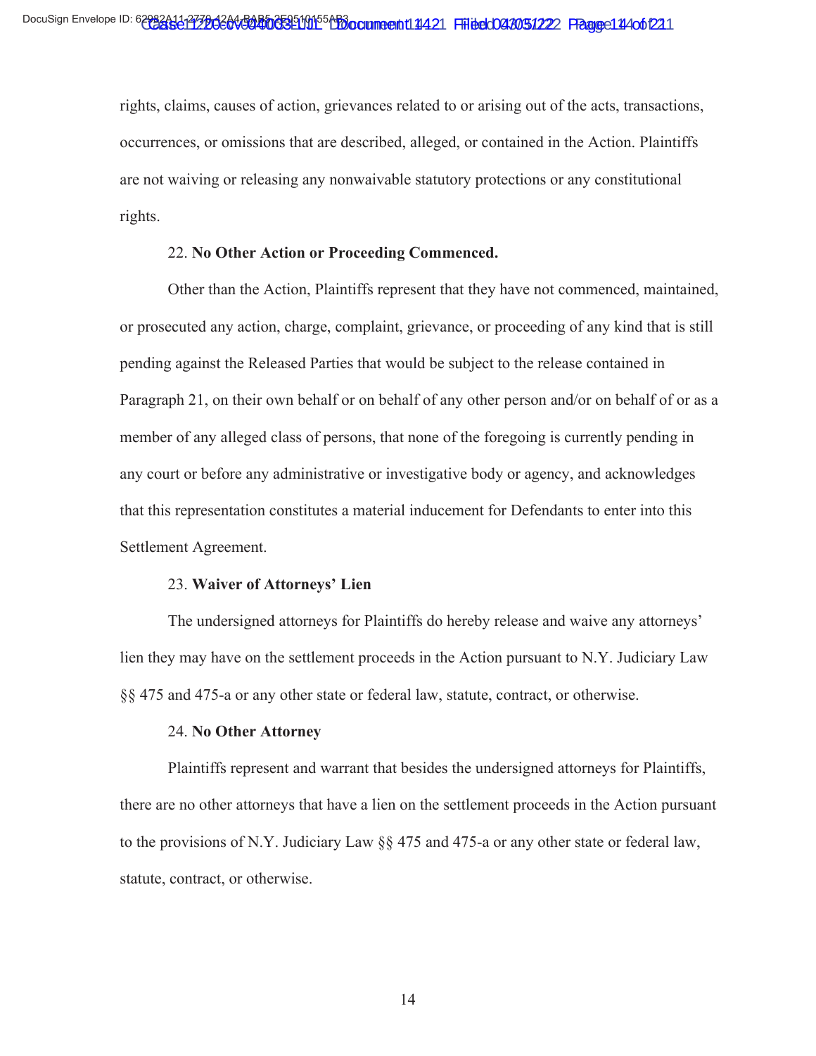rights, claims, causes of action, grievances related to or arising out of the acts, transactions, occurrences, or omissions that are described, alleged, or contained in the Action. Plaintiffs are not waiving or releasing any nonwaivable statutory protections or any constitutional rights.

22. **No Other Action or Proceeding Commenced.**

Other than the Action, Plaintiffs represent that they have not commenced, maintained, or prosecuted any action, charge, complaint, grievance, or proceeding of any kind that is still pending against the Released Parties that would be subject to the release contained in Paragraph 21, on their own behalf or on behalf of any other person and/or on behalf of or as a member of any alleged class of persons, that none of the foregoing is currently pending in any court or before any administrative or investigative body or agency, and acknowledges that this representation constitutes a material inducement for Defendants to enter into this Settlement Agreement.

23. **Waiver of Attorneys' Lien**

The undersigned attorneys for Plaintiffs do hereby release and waive any attorneys' lien they may have on the settlement proceeds in the Action pursuant to N.Y. Judiciary Law §§ 475 and 475-a or any other state or federal law, statute, contract, or otherwise.

24. **No Other Attorney**

Plaintiffs represent and warrant that besides the undersigned attorneys for Plaintiffs, there are no other attorneys that have a lien on the settlement proceeds in the Action pursuant to the provisions of N.Y. Judiciary Law §§ 475 and 475-a or any other state or federal law, statute, contract, or otherwise.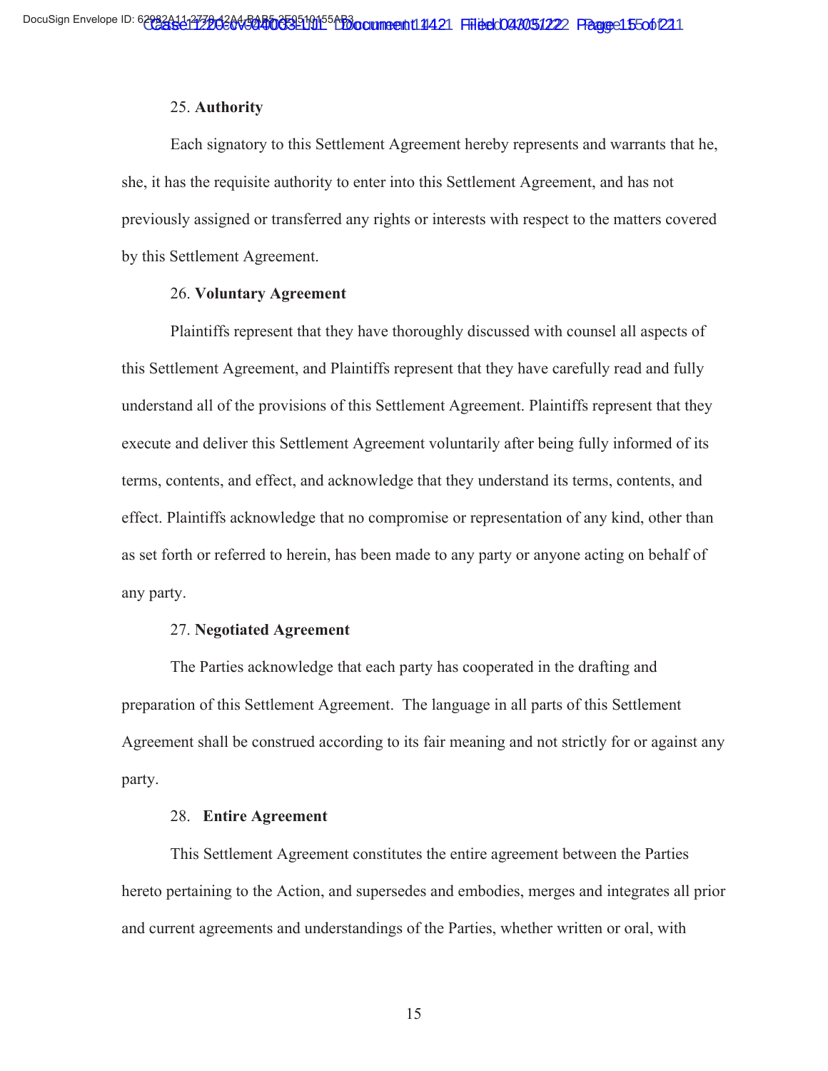25. **Authority**

Each signatory to this Settlement Agreement hereby represents and warrants that he, she, it has the requisite authority to enter into this Settlement Agreement, and has not previously assigned or transferred any rights or interests with respect to the matters covered by this Settlement Agreement.

26. **Voluntary Agreement**

Plaintiffs represent that they have thoroughly discussed with counsel all aspects of this Settlement Agreement, and Plaintiffs represent that they have carefully read and fully understand all of the provisions of this Settlement Agreement. Plaintiffs represent that they execute and deliver this Settlement Agreement voluntarily after being fully informed of its terms, contents, and effect, and acknowledge that they understand its terms, contents, and effect. Plaintiffs acknowledge that no compromise or representation of any kind, other than as set forth or referred to herein, has been made to any party or anyone acting on behalf of any party.

27. **Negotiated Agreement**

The Parties acknowledge that each party has cooperated in the drafting and preparation of this Settlement Agreement. The language in all parts of this Settlement Agreement shall be construed according to its fair meaning and not strictly for or against any party.

28. **Entire Agreement**

This Settlement Agreement constitutes the entire agreement between the Parties hereto pertaining to the Action, and supersedes and embodies, merges and integrates all prior and current agreements and understandings of the Parties, whether written or oral, with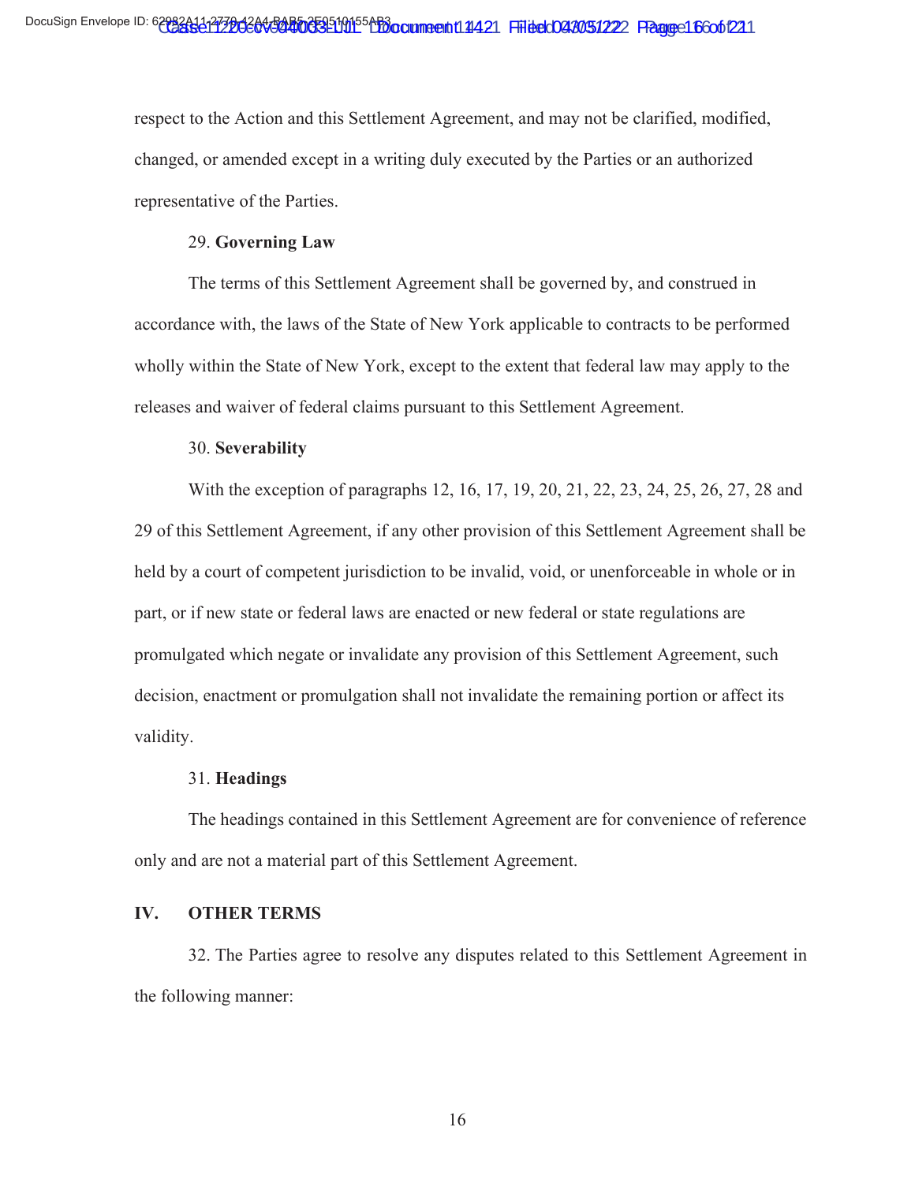respect to the Action and this Settlement Agreement, and may not be clarified, modified, changed, or amended except in a writing duly executed by the Parties or an authorized representative of the Parties.

29. **Governing Law**

The terms of this Settlement Agreement shall be governed by, and construed in accordance with, the laws of the State of New York applicable to contracts to be performed wholly within the State of New York, except to the extent that federal law may apply to the releases and waiver of federal claims pursuant to this Settlement Agreement.

30. **Severability**

With the exception of paragraphs 12, 16, 17, 19, 20, 21, 22, 23, 24, 25, 26, 27, 28 and 29 of this Settlement Agreement, if any other provision of this Settlement Agreement shall be held by a court of competent jurisdiction to be invalid, void, or unenforceable in whole or in part, or if new state or federal laws are enacted or new federal or state regulations are promulgated which negate or invalidate any provision of this Settlement Agreement, such decision, enactment or promulgation shall not invalidate the remaining portion or affect its validity.

31. **Headings**

The headings contained in this Settlement Agreement are for convenience of reference only and are not a material part of this Settlement Agreement.

## IV. OTHER TERMS

32. The Parties agree to resolve any disputes related to this Settlement Agreement in the following manner: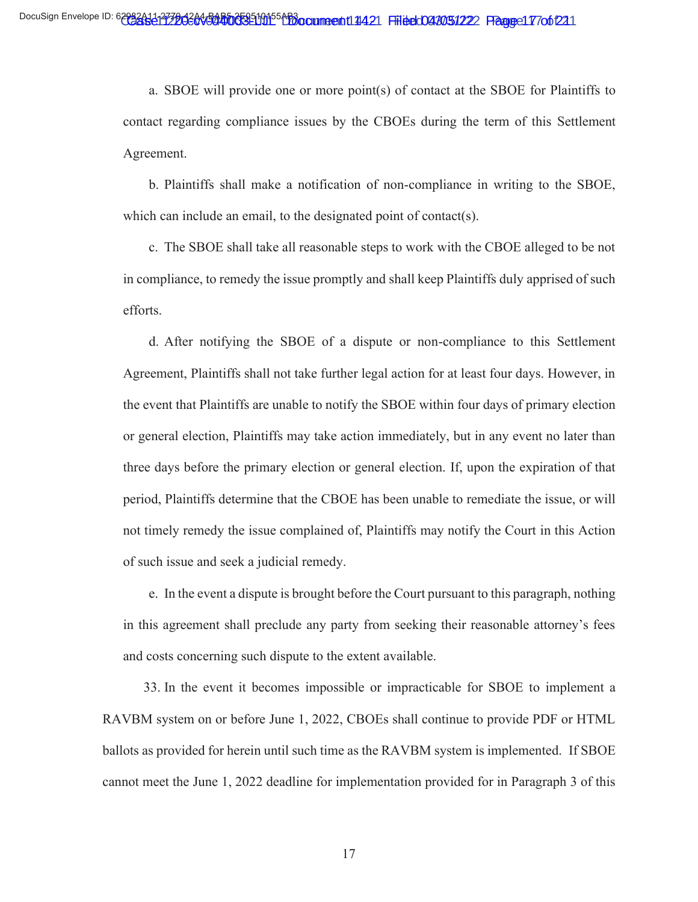a. SBOE will provide one or more point(s) of contact at the SBOE for Plaintiffs to contact regarding compliance issues by the CBOEs during the term of this Settlement Agreement.

b. Plaintiffs shall make a notification of non-compliance in writing to the SBOE, which can include an email, to the designated point of contact(s).

c. The SBOE shall take all reasonable steps to work with the CBOE alleged to be not in compliance, to remedy the issue promptly and shall keep Plaintiffs duly apprised of such efforts.

d. After notifying the SBOE of a dispute or non-compliance to this Settlement Agreement, Plaintiffs shall not take further legal action for at least four days. However, in the event that Plaintiffs are unable to notify the SBOE within four days of primary election or general election, Plaintiffs may take action immediately, but in any event no later than three days before the primary election or general election. If, upon the expiration of that period, Plaintiffs determine that the CBOE has been unable to remediate the issue, or will not timely remedy the issue complained of, Plaintiffs may notify the Court in this Action of such issue and seek a judicial remedy.

e. In the event a dispute is brought before the Court pursuant to this paragraph, nothing in this agreement shall preclude any party from seeking their reasonable attorney's fees and costs concerning such dispute to the extent available.

33. In the event it becomes impossible or impracticable for SBOE to implement a RAVBM system on or before June 1, 2022, CBOEs shall continue to provide PDF or HTML ballots as provided for herein until such time as the RAVBM system is implemented. If SBOE cannot meet the June 1, 2022 deadline for implementation provided for in Paragraph 3 of this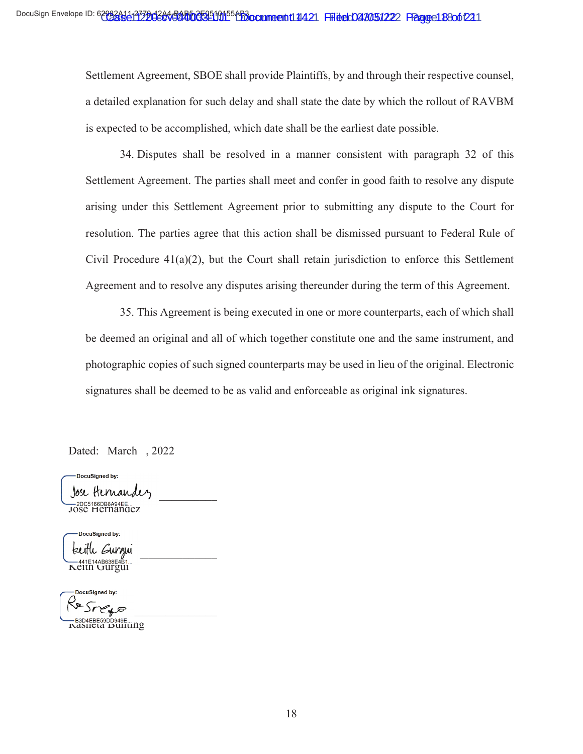Settlement Agreement, SBOE shall provide Plaintiffs, by and through their respective counsel, a detailed explanation for such delay and shall state the date by which the rollout of RAVBM is expected to be accomplished, which date shall be the earliest date possible.

34. Disputes shall be resolved in a manner consistent with paragraph 32 of this Settlement Agreement. The parties shall meet and confer in good faith to resolve any dispute arising under this Settlement Agreement prior to submitting any dispute to the Court for resolution. The parties agree that this action shall be dismissed pursuant to Federal Rule of Civil Procedure 41(a)(2), but the Court shall retain jurisdiction to enforce this Settlement Agreement and to resolve any disputes arising thereunder during the term of this Agreement.

35. This Agreement is being executed in one or more counterparts, each of which shall be deemed an original and all of which together constitute one and the same instrument, and photographic copies of such signed counterparts may be used in lieu of the original. Electronic signatures shall be deemed to be as valid and enforceable as original ink signatures.

Dated: March , 2022

DocuSigned by:
Jose Hernandez
2DC5166DB8A94EE...
Jose Hernandez

DocuSigned by:
Keith Gurgui
441E14AB638E4B1...
Keith Gurgui

DocuSigned by:
B3D4EBE59DD949E...
Rasheta Bunting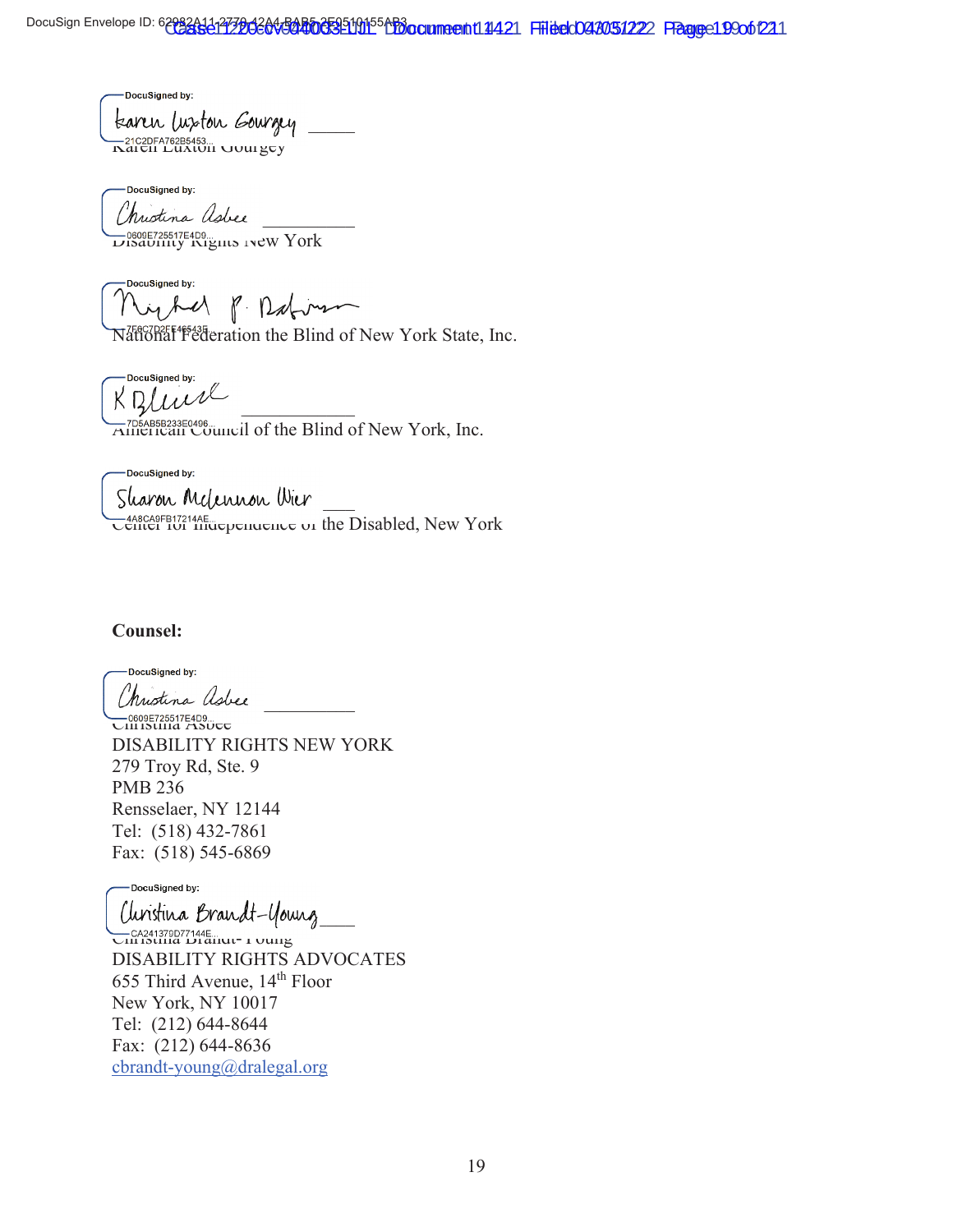DocuSigned by:

Karen Luxton Gourgey

21C2DFA762B5453...

Karen Luxton Gourgey

DocuSigned by:

Christina Asbee

0609E725517E4D9...

Disability Rights New York

DocuSigned by:

Michael P. Robinson

7F6C7D2FE46543E...

National Federation the Blind of New York State, Inc.

DocuSigned by:

K Bluich

7D5AB5B233E0496...

American Council of the Blind of New York, Inc.

DocuSigned by:

Sharon McLennon Wier

4A8CA9FB17214AE...

Center for Independence of the Disabled, New York

**Counsel:**

DocuSigned by:

Christina Asbee

0609E725517E4D9...

Christina Asbee
DISABILITY RIGHTS NEW YORK
279 Troy Rd, Ste. 9
PMB 236
Rensselaer, NY 12144
Tel: (518) 432-7861
Fax: (518) 545-6869

DocuSigned by:

Christina Brandt-Young

CA241379D77144E...

Christina Brandt-Young
DISABILITY RIGHTS ADVOCATES
655 Third Avenue, 14th Floor
New York, NY 10017
Tel: (212) 644-8644
Fax: (212) 644-8636
cbrandt-young@dralegal.org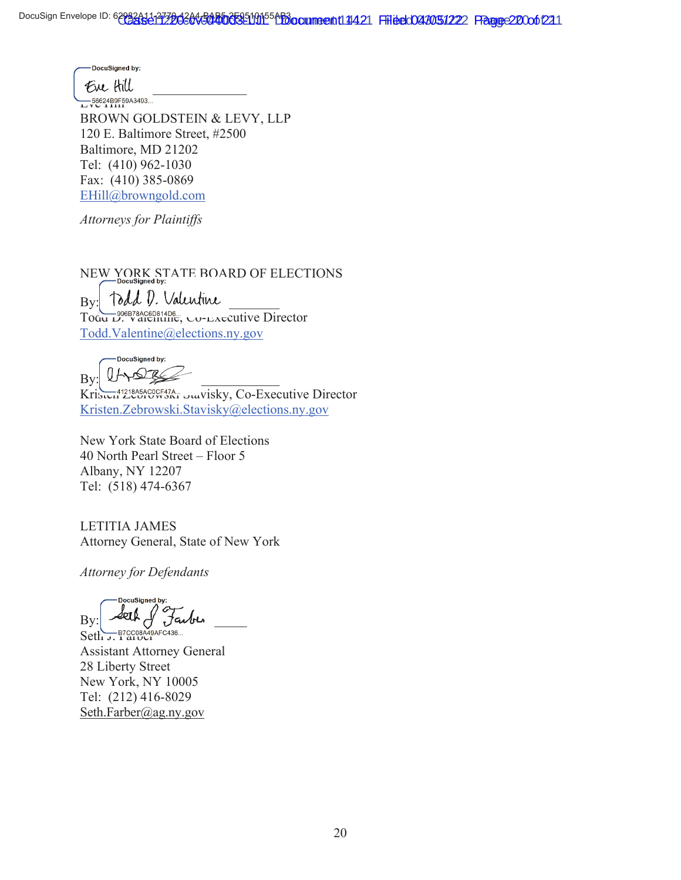DocuSigned by:

Eve Hill

56624B9F59A3493...

Eve Hill
BROWN GOLDSTEIN & LEVY, LLP
120 E. Baltimore Street, #2500
Baltimore, MD 21202
Tel: (410) 962-1030
Fax: (410) 385-0869
EHill@browngold.com

*Attorneys for Plaintiffs*

NEW YORK STATE BOARD OF ELECTIONS

By: Todd D. Valentine
Todd D. Valentine, Co-Executive Director
Todd.Valentine@elections.ny.gov

By: _______________
Kristen Zebrowski Stavisky, Co-Executive Director
Kristen.Zebrowski.Stavisky@elections.ny.gov

New York State Board of Elections
40 North Pearl Street – Floor 5
Albany, NY 12207
Tel: (518) 474-6367

LETITIA JAMES
Attorney General, State of New York

*Attorney for Defendants*

By: Seth J. Farber
Seth J. Farber
Assistant Attorney General
28 Liberty Street
New York, NY 10005
Tel: (212) 416-8029
Seth.Farber@ag.ny.gov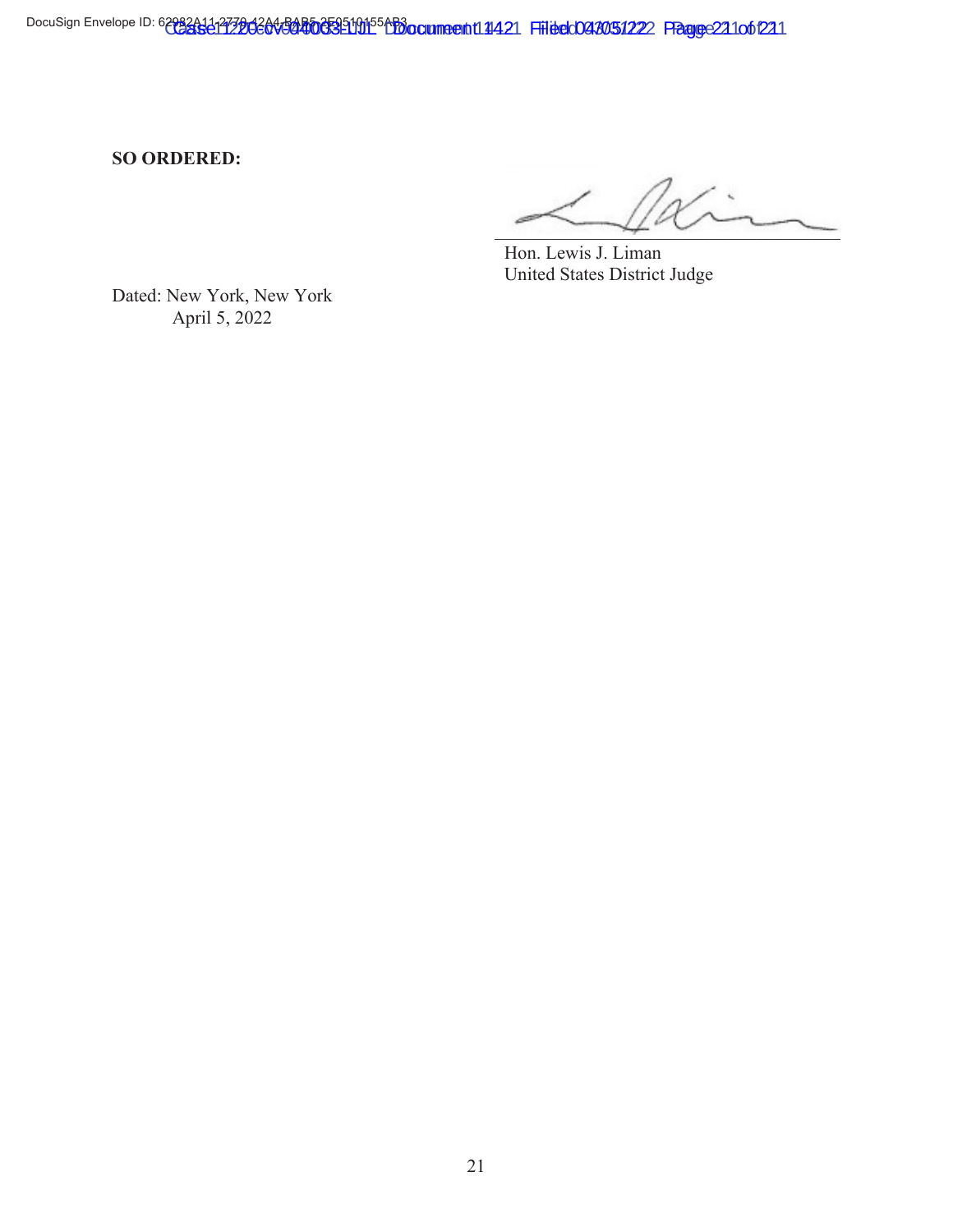**SO ORDERED:**

Hon. Lewis J. Liman
United States District Judge

Dated: New York, New York
April 5, 2022